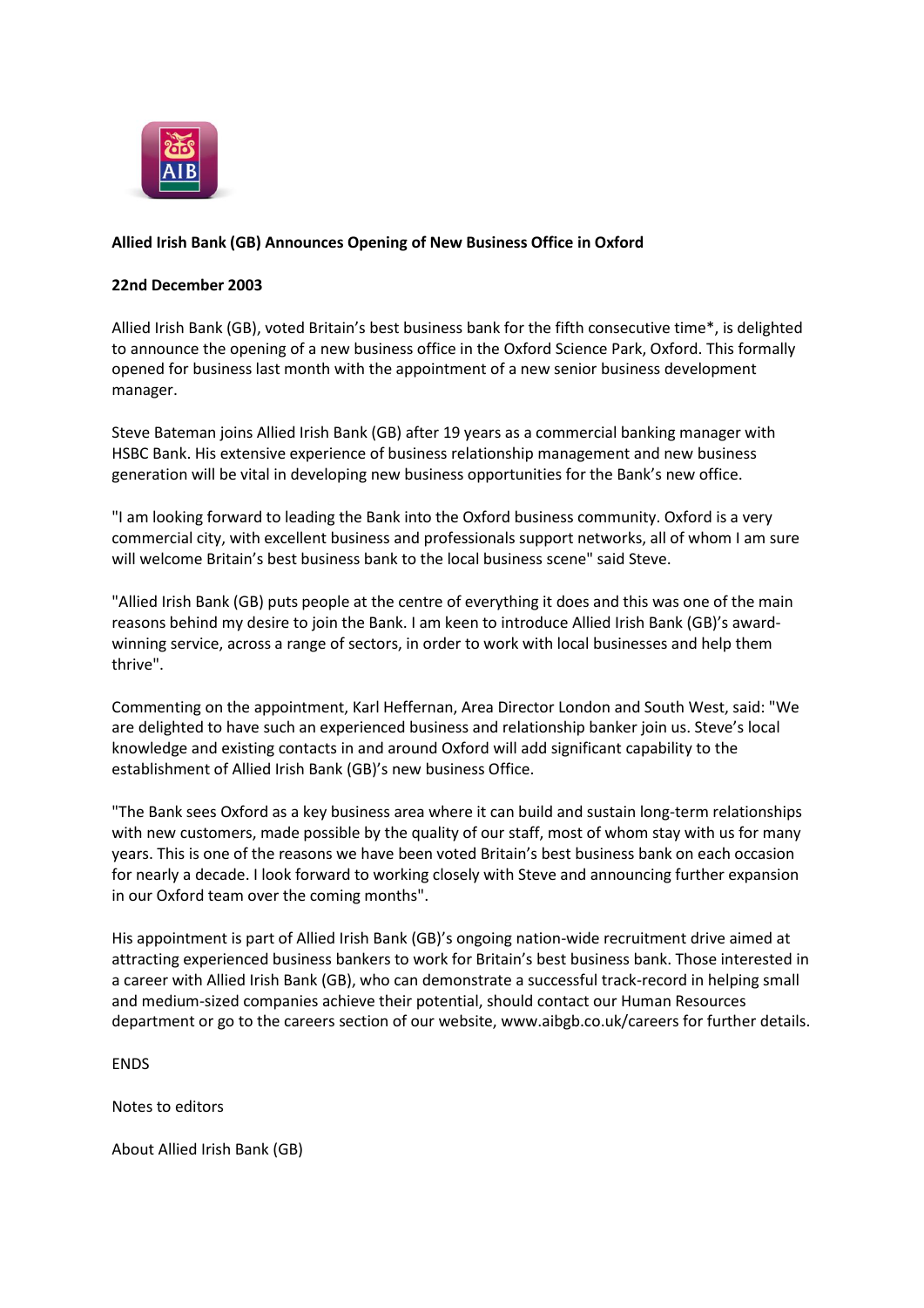**Allied Irish Bank (GB) Announces Opening of New Business Office in Oxford**

**22nd December 2003**

Allied Irish Bank (GB), voted Britain's best business bank for the fifth consecutive time*, is delighted to announce the opening of a new business office in the Oxford Science Park, Oxford. This formally opened for business last month with the appointment of a new senior business development manager.

Steve Bateman joins Allied Irish Bank (GB) after 19 years as a commercial banking manager with HSBC Bank. His extensive experience of business relationship management and new business generation will be vital in developing new business opportunities for the Bank's new office.

"I am looking forward to leading the Bank into the Oxford business community. Oxford is a very commercial city, with excellent business and professionals support networks, all of whom I am sure will welcome Britain's best business bank to the local business scene" said Steve.

"Allied Irish Bank (GB) puts people at the centre of everything it does and this was one of the main reasons behind my desire to join the Bank. I am keen to introduce Allied Irish Bank (GB)'s award-winning service, across a range of sectors, in order to work with local businesses and help them thrive".

Commenting on the appointment, Karl Heffernan, Area Director London and South West, said: "We are delighted to have such an experienced business and relationship banker join us. Steve's local knowledge and existing contacts in and around Oxford will add significant capability to the establishment of Allied Irish Bank (GB)'s new business Office.

"The Bank sees Oxford as a key business area where it can build and sustain long-term relationships with new customers, made possible by the quality of our staff, most of whom stay with us for many years. This is one of the reasons we have been voted Britain's best business bank on each occasion for nearly a decade. I look forward to working closely with Steve and announcing further expansion in our Oxford team over the coming months".

His appointment is part of Allied Irish Bank (GB)'s ongoing nation-wide recruitment drive aimed at attracting experienced business bankers to work for Britain's best business bank. Those interested in a career with Allied Irish Bank (GB), who can demonstrate a successful track-record in helping small and medium-sized companies achieve their potential, should contact our Human Resources department or go to the careers section of our website, www.aibgb.co.uk/careers for further details.

ENDS

Notes to editors

About Allied Irish Bank (GB)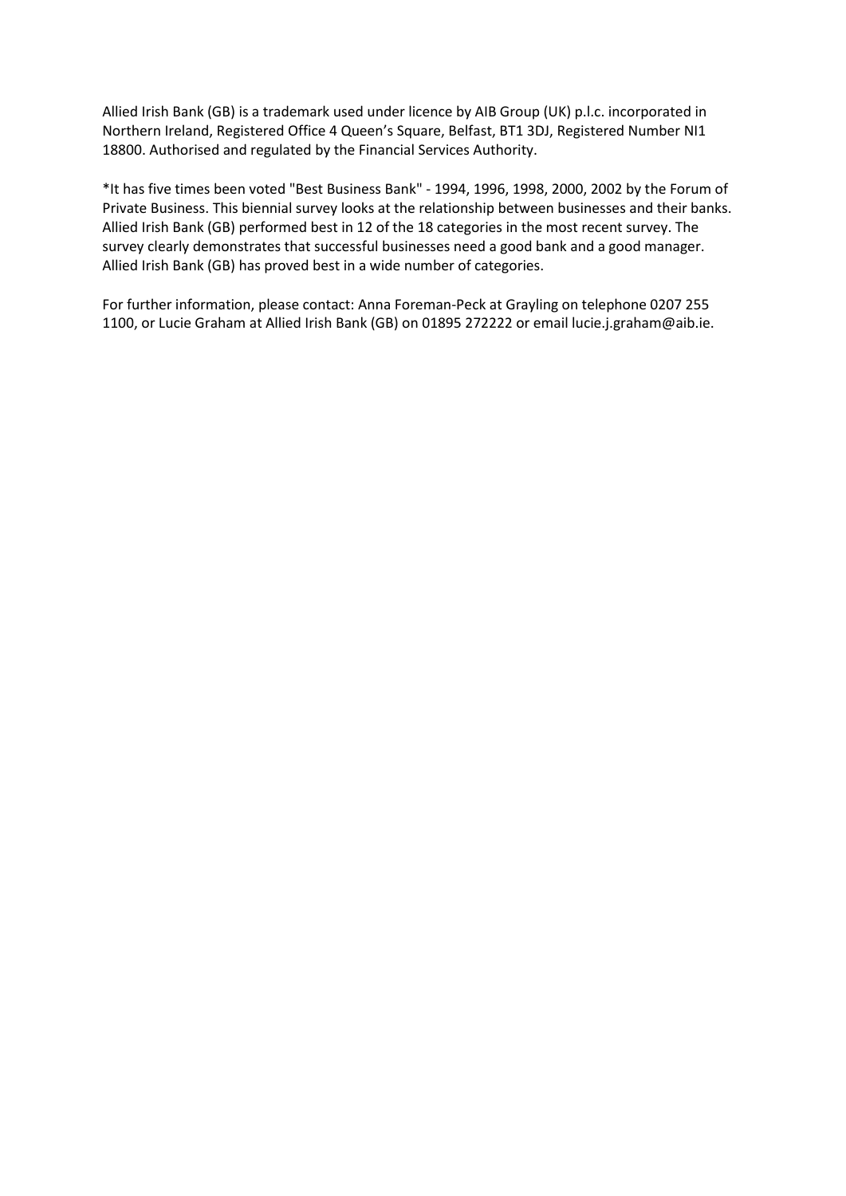Allied Irish Bank (GB) is a trademark used under licence by AIB Group (UK) p.l.c. incorporated in Northern Ireland, Registered Office 4 Queen's Square, Belfast, BT1 3DJ, Registered Number NI1 18800. Authorised and regulated by the Financial Services Authority.

*It has five times been voted "Best Business Bank" - 1994, 1996, 1998, 2000, 2002 by the Forum of Private Business. This biennial survey looks at the relationship between businesses and their banks. Allied Irish Bank (GB) performed best in 12 of the 18 categories in the most recent survey. The survey clearly demonstrates that successful businesses need a good bank and a good manager. Allied Irish Bank (GB) has proved best in a wide number of categories.

For further information, please contact: Anna Foreman-Peck at Grayling on telephone 0207 255 1100, or Lucie Graham at Allied Irish Bank (GB) on 01895 272222 or email lucie.j.graham@aib.ie.